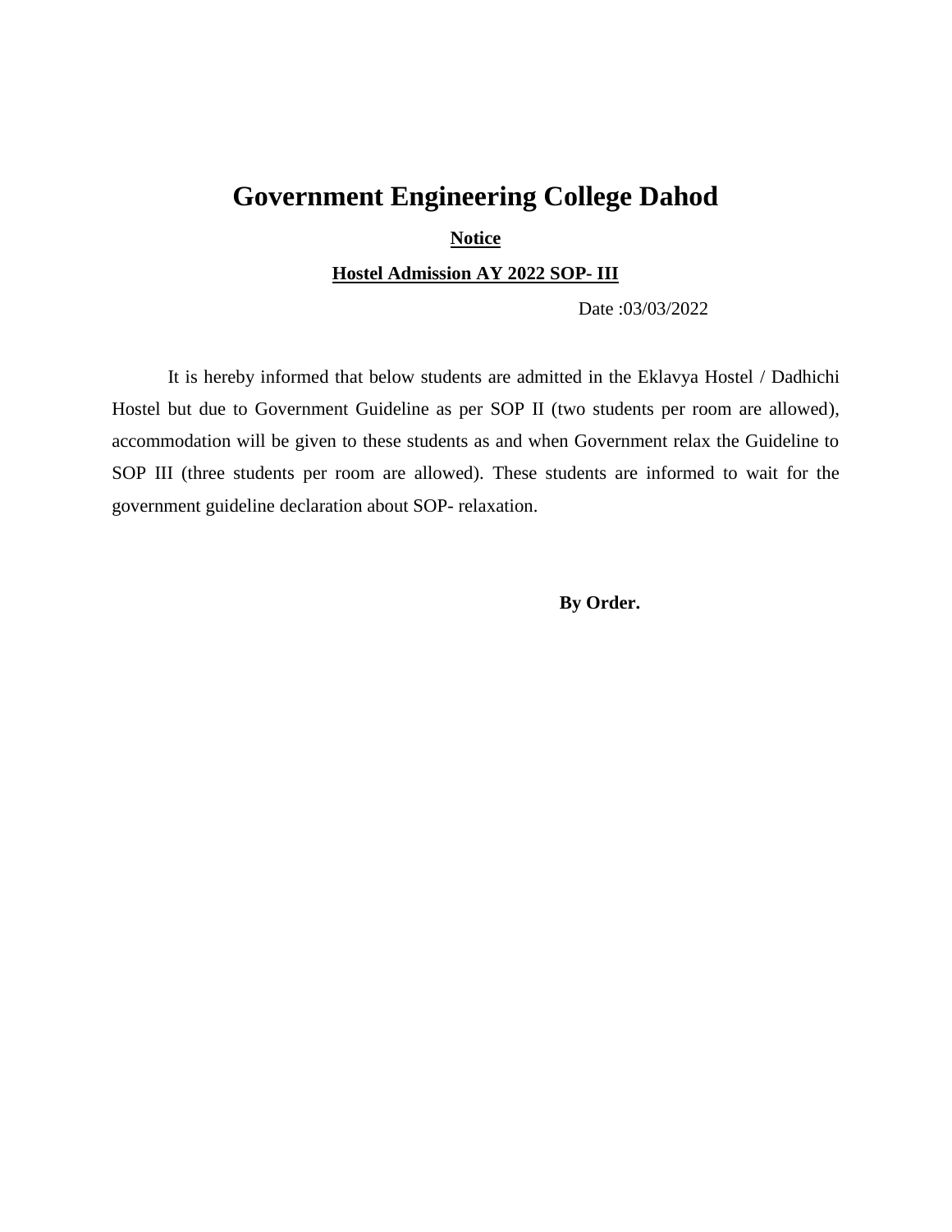# Government Engineering College Dahod

**Notice**

**Hostel Admission AY 2022 SOP- III**

Date :03/03/2022

It is hereby informed that below students are admitted in the Eklavya Hostel / Dadhichi Hostel but due to Government Guideline as per SOP II (two students per room are allowed), accommodation will be given to these students as and when Government relax the Guideline to SOP III (three students per room are allowed). These students are informed to wait for the government guideline declaration about SOP- relaxation.

**By Order.**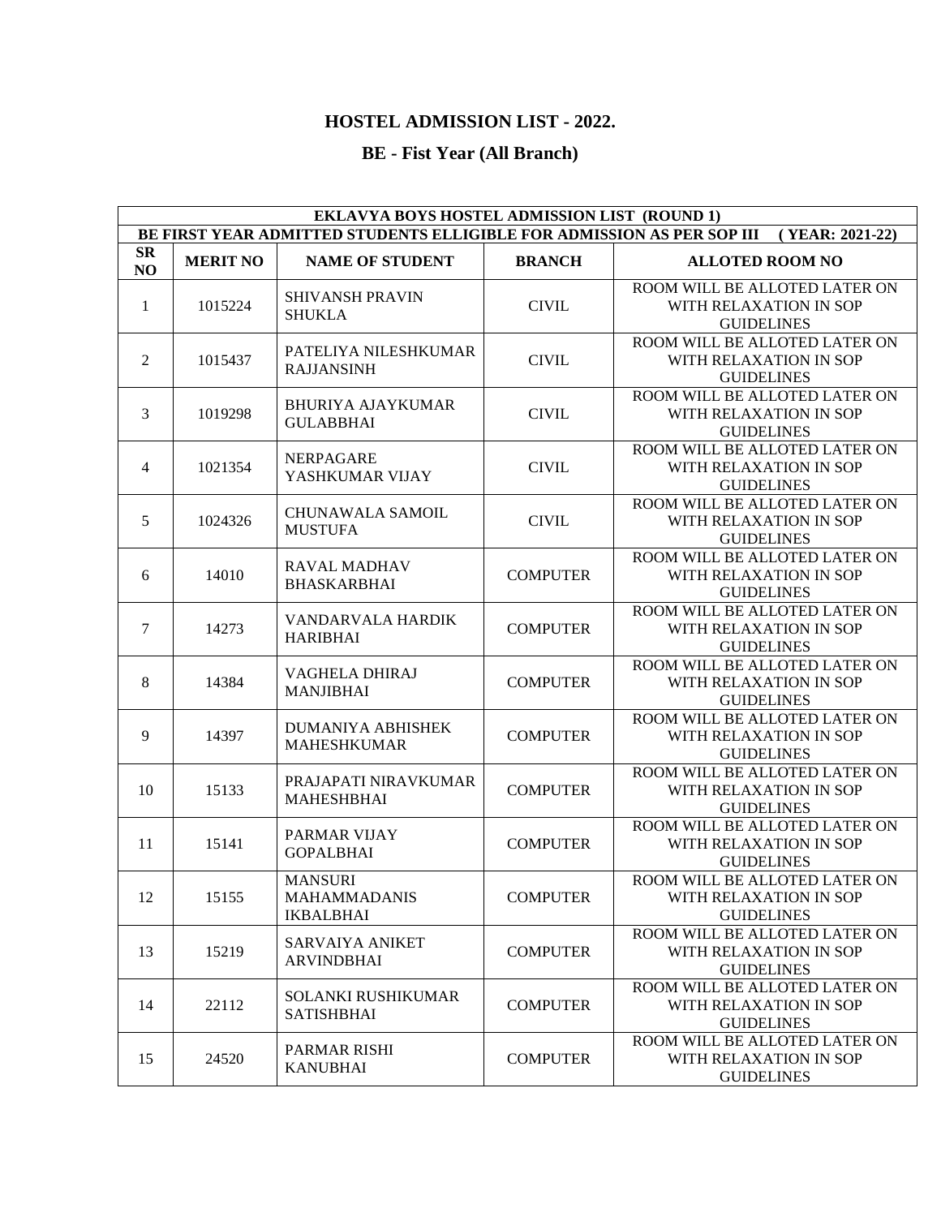## HOSTEL ADMISSION LIST - 2022.

## BE - Fist Year (All Branch)

| EKLAVYA BOYS HOSTEL ADMISSION LIST (ROUND 1) | | | | |
|---|---|---|---|---|
| BE FIRST YEAR ADMITTED STUDENTS ELLIGIBLE FOR ADMISSION AS PER SOP III ( YEAR: 2021-22) | | | | |
| **SR NO** | **MERIT NO** | **NAME OF STUDENT** | **BRANCH** | **ALLOTED ROOM NO** |
| 1 | 1015224 | SHIVANSH PRAVIN SHUKLA | CIVIL | ROOM WILL BE ALLOTED LATER ON WITH RELAXATION IN SOP GUIDELINES |
| 2 | 1015437 | PATELIYA NILESHKUMAR RAJJANSINH | CIVIL | ROOM WILL BE ALLOTED LATER ON WITH RELAXATION IN SOP GUIDELINES |
| 3 | 1019298 | BHURIYA AJAYKUMAR GULABBHAI | CIVIL | ROOM WILL BE ALLOTED LATER ON WITH RELAXATION IN SOP GUIDELINES |
| 4 | 1021354 | NERPAGARE YASHKUMAR VIJAY | CIVIL | ROOM WILL BE ALLOTED LATER ON WITH RELAXATION IN SOP GUIDELINES |
| 5 | 1024326 | CHUNAWALA SAMOIL MUSTUFA | CIVIL | ROOM WILL BE ALLOTED LATER ON WITH RELAXATION IN SOP GUIDELINES |
| 6 | 14010 | RAVAL MADHAV BHASKARBHAI | COMPUTER | ROOM WILL BE ALLOTED LATER ON WITH RELAXATION IN SOP GUIDELINES |
| 7 | 14273 | VANDARVALA HARDIK HARIBHAI | COMPUTER | ROOM WILL BE ALLOTED LATER ON WITH RELAXATION IN SOP GUIDELINES |
| 8 | 14384 | VAGHELA DHIRAJ MANJIBHAI | COMPUTER | ROOM WILL BE ALLOTED LATER ON WITH RELAXATION IN SOP GUIDELINES |
| 9 | 14397 | DUMANIYA ABHISHEK MAHESHKUMAR | COMPUTER | ROOM WILL BE ALLOTED LATER ON WITH RELAXATION IN SOP GUIDELINES |
| 10 | 15133 | PRAJAPATI NIRAVKUMAR MAHESHBHAI | COMPUTER | ROOM WILL BE ALLOTED LATER ON WITH RELAXATION IN SOP GUIDELINES |
| 11 | 15141 | PARMAR VIJAY GOPALBHAI | COMPUTER | ROOM WILL BE ALLOTED LATER ON WITH RELAXATION IN SOP GUIDELINES |
| 12 | 15155 | MANSURI MAHAMMADANIS IKBALBHAI | COMPUTER | ROOM WILL BE ALLOTED LATER ON WITH RELAXATION IN SOP GUIDELINES |
| 13 | 15219 | SARVAIYA ANIKET ARVINDBHAI | COMPUTER | ROOM WILL BE ALLOTED LATER ON WITH RELAXATION IN SOP GUIDELINES |
| 14 | 22112 | SOLANKI RUSHIKUMAR SATISHBHAI | COMPUTER | ROOM WILL BE ALLOTED LATER ON WITH RELAXATION IN SOP GUIDELINES |
| 15 | 24520 | PARMAR RISHI KANUBHAI | COMPUTER | ROOM WILL BE ALLOTED LATER ON WITH RELAXATION IN SOP GUIDELINES |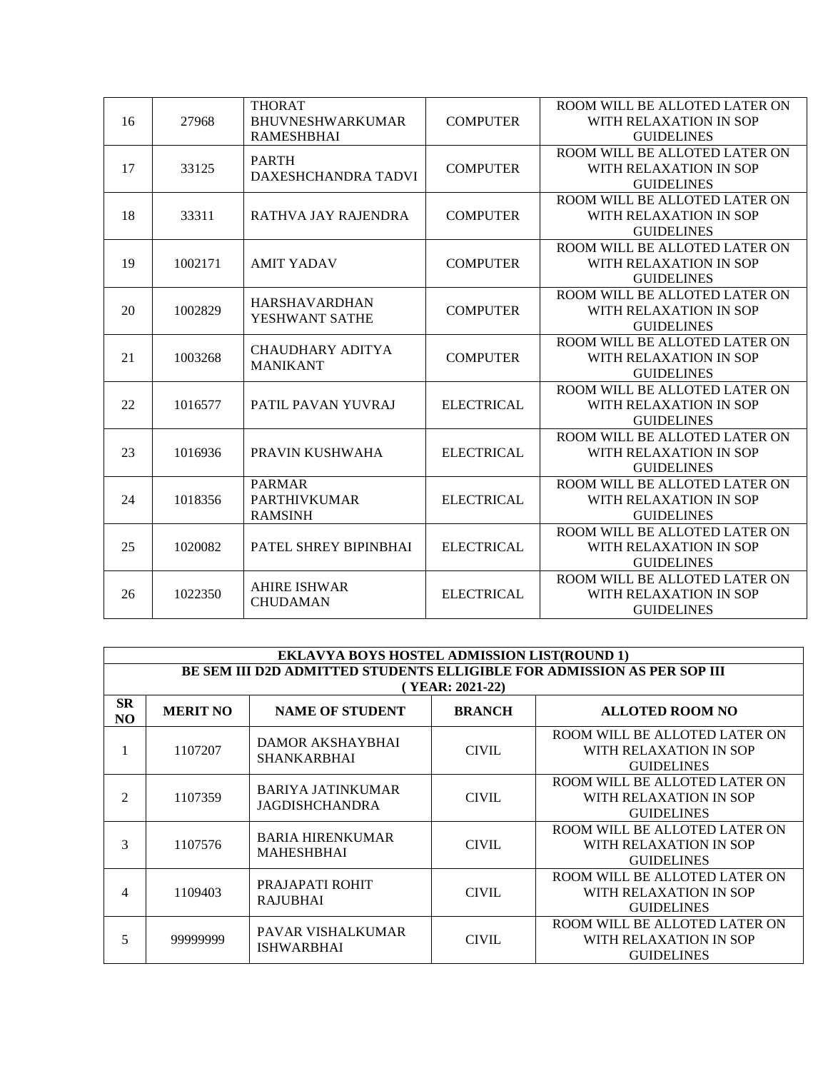| 16 | 27968 | THORAT BHUVNESHWARKUMAR RAMESHBHAI | COMPUTER | ROOM WILL BE ALLOTED LATER ON WITH RELAXATION IN SOP GUIDELINES |
|---|---|---|---|---|
| 17 | 33125 | PARTH DAXESHCHANDRA TADVI | COMPUTER | ROOM WILL BE ALLOTED LATER ON WITH RELAXATION IN SOP GUIDELINES |
| 18 | 33311 | RATHVA JAY RAJENDRA | COMPUTER | ROOM WILL BE ALLOTED LATER ON WITH RELAXATION IN SOP GUIDELINES |
| 19 | 1002171 | AMIT YADAV | COMPUTER | ROOM WILL BE ALLOTED LATER ON WITH RELAXATION IN SOP GUIDELINES |
| 20 | 1002829 | HARSHAVARDHAN YESHWANT SATHE | COMPUTER | ROOM WILL BE ALLOTED LATER ON WITH RELAXATION IN SOP GUIDELINES |
| 21 | 1003268 | CHAUDHARY ADITYA MANIKANT | COMPUTER | ROOM WILL BE ALLOTED LATER ON WITH RELAXATION IN SOP GUIDELINES |
| 22 | 1016577 | PATIL PAVAN YUVRAJ | ELECTRICAL | ROOM WILL BE ALLOTED LATER ON WITH RELAXATION IN SOP GUIDELINES |
| 23 | 1016936 | PRAVIN KUSHWAHA | ELECTRICAL | ROOM WILL BE ALLOTED LATER ON WITH RELAXATION IN SOP GUIDELINES |
| 24 | 1018356 | PARMAR PARTHIVKUMAR RAMSINH | ELECTRICAL | ROOM WILL BE ALLOTED LATER ON WITH RELAXATION IN SOP GUIDELINES |
| 25 | 1020082 | PATEL SHREY BIPINBHAI | ELECTRICAL | ROOM WILL BE ALLOTED LATER ON WITH RELAXATION IN SOP GUIDELINES |
| 26 | 1022350 | AHIRE ISHWAR CHUDAMAN | ELECTRICAL | ROOM WILL BE ALLOTED LATER ON WITH RELAXATION IN SOP GUIDELINES |

**EKLAVYA BOYS HOSTEL ADMISSION LIST(ROUND 1)**

**BE SEM III D2D ADMITTED STUDENTS ELLIGIBLE FOR ADMISSION AS PER SOP III ( YEAR: 2021-22)**

| SR NO | MERIT NO | NAME OF STUDENT | BRANCH | ALLOTED ROOM NO |
|---|---|---|---|---|
| 1 | 1107207 | DAMOR AKSHAYBHAI SHANKARBHAI | CIVIL | ROOM WILL BE ALLOTED LATER ON WITH RELAXATION IN SOP GUIDELINES |
| 2 | 1107359 | BARIYA JATINKUMAR JAGDISHCHANDRA | CIVIL | ROOM WILL BE ALLOTED LATER ON WITH RELAXATION IN SOP GUIDELINES |
| 3 | 1107576 | BARIA HIRENKUMAR MAHESHBHAI | CIVIL | ROOM WILL BE ALLOTED LATER ON WITH RELAXATION IN SOP GUIDELINES |
| 4 | 1109403 | PRAJAPATI ROHIT RAJUBHAI | CIVIL | ROOM WILL BE ALLOTED LATER ON WITH RELAXATION IN SOP GUIDELINES |
| 5 | 99999999 | PAVAR VISHALKUMAR ISHWARBHAI | CIVIL | ROOM WILL BE ALLOTED LATER ON WITH RELAXATION IN SOP GUIDELINES |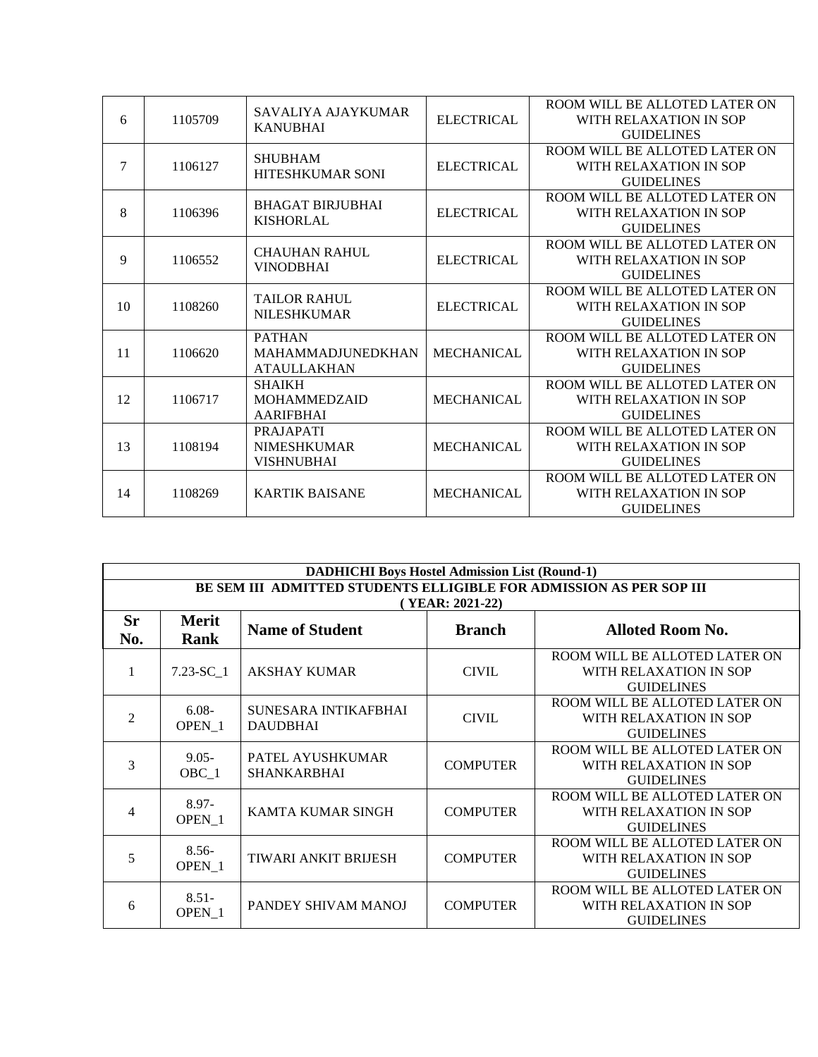| | | | | |
|---|---|---|---|---|
| 6 | 1105709 | SAVALIYA AJAYKUMAR KANUBHAI | ELECTRICAL | ROOM WILL BE ALLOTED LATER ON WITH RELAXATION IN SOP GUIDELINES |
| 7 | 1106127 | SHUBHAM HITESHKUMAR SONI | ELECTRICAL | ROOM WILL BE ALLOTED LATER ON WITH RELAXATION IN SOP GUIDELINES |
| 8 | 1106396 | BHAGAT BIRJUBHAI KISHORLAL | ELECTRICAL | ROOM WILL BE ALLOTED LATER ON WITH RELAXATION IN SOP GUIDELINES |
| 9 | 1106552 | CHAUHAN RAHUL VINODBHAI | ELECTRICAL | ROOM WILL BE ALLOTED LATER ON WITH RELAXATION IN SOP GUIDELINES |
| 10 | 1108260 | TAILOR RAHUL NILESHKUMAR | ELECTRICAL | ROOM WILL BE ALLOTED LATER ON WITH RELAXATION IN SOP GUIDELINES |
| 11 | 1106620 | PATHAN MAHAMMADJUNEDKHAN ATAULLAKHAN | MECHANICAL | ROOM WILL BE ALLOTED LATER ON WITH RELAXATION IN SOP GUIDELINES |
| 12 | 1106717 | SHAIKH MOHAMMEDZAID AARIFBHAI | MECHANICAL | ROOM WILL BE ALLOTED LATER ON WITH RELAXATION IN SOP GUIDELINES |
| 13 | 1108194 | PRAJAPATI NIMESHKUMAR VISHNUBHAI | MECHANICAL | ROOM WILL BE ALLOTED LATER ON WITH RELAXATION IN SOP GUIDELINES |
| 14 | 1108269 | KARTIK BAISANE | MECHANICAL | ROOM WILL BE ALLOTED LATER ON WITH RELAXATION IN SOP GUIDELINES |

| DADHICHI Boys Hostel Admission List (Round-1) BE SEM III ADMITTED STUDENTS ELLIGIBLE FOR ADMISSION AS PER SOP III ( YEAR: 2021-22) | | | | |
|---|---|---|---|---|
| **Sr No.** | **Merit Rank** | **Name of Student** | **Branch** | **Alloted Room No.** |
| 1 | 7.23-SC_1 | AKSHAY KUMAR | CIVIL | ROOM WILL BE ALLOTED LATER ON WITH RELAXATION IN SOP GUIDELINES |
| 2 | 6.08-OPEN_1 | SUNESARA INTIKAFBHAI DAUDBHAI | CIVIL | ROOM WILL BE ALLOTED LATER ON WITH RELAXATION IN SOP GUIDELINES |
| 3 | 9.05-OBC_1 | PATEL AYUSHKUMAR SHANKARBHAI | COMPUTER | ROOM WILL BE ALLOTED LATER ON WITH RELAXATION IN SOP GUIDELINES |
| 4 | 8.97-OPEN_1 | KAMTA KUMAR SINGH | COMPUTER | ROOM WILL BE ALLOTED LATER ON WITH RELAXATION IN SOP GUIDELINES |
| 5 | 8.56-OPEN_1 | TIWARI ANKIT BRIJESH | COMPUTER | ROOM WILL BE ALLOTED LATER ON WITH RELAXATION IN SOP GUIDELINES |
| 6 | 8.51-OPEN_1 | PANDEY SHIVAM MANOJ | COMPUTER | ROOM WILL BE ALLOTED LATER ON WITH RELAXATION IN SOP GUIDELINES |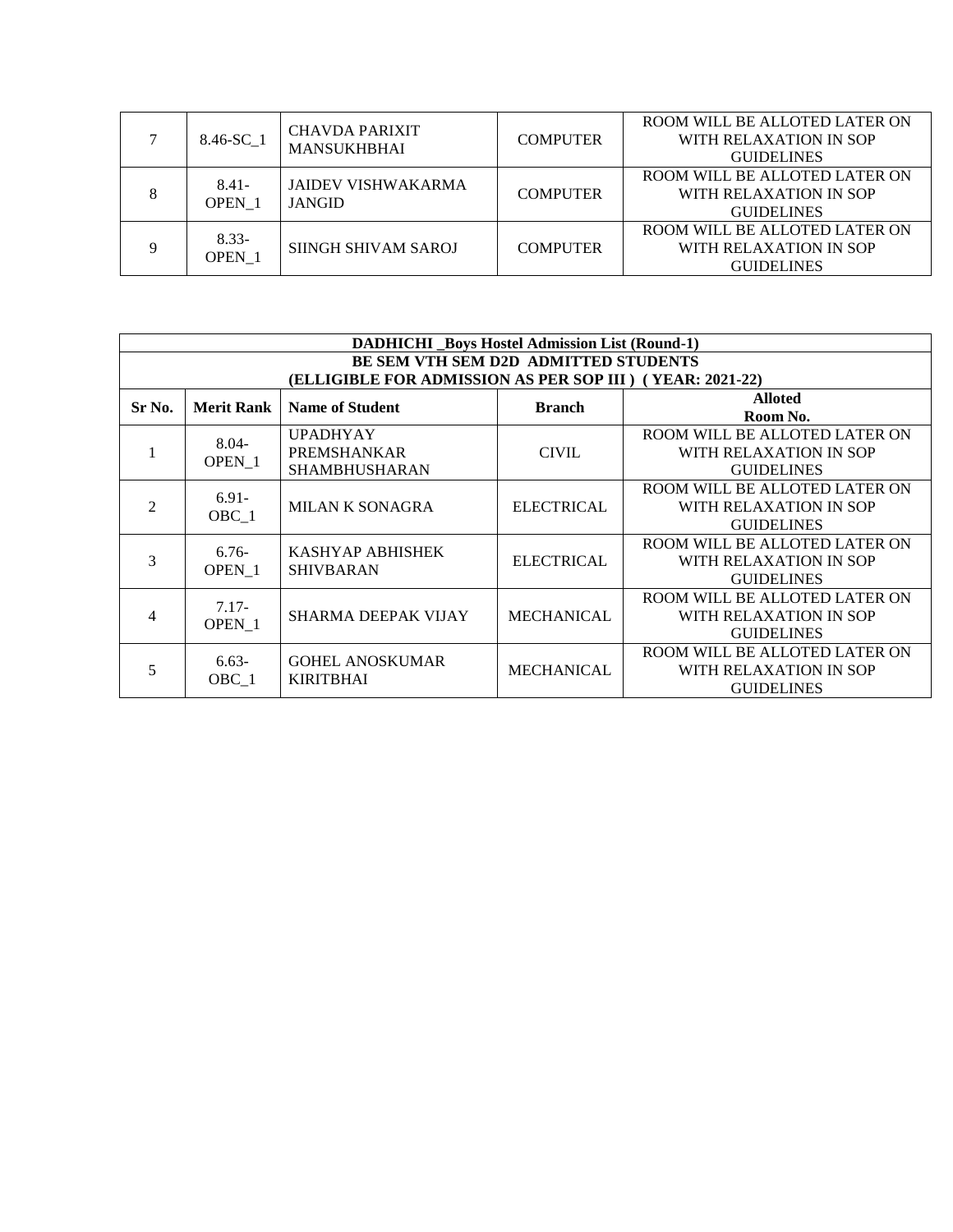| | | | | |
|---|---|---|---|---|
| 7 | 8.46-SC_1 | CHAVDA PARIXIT MANSUKHBHAI | COMPUTER | ROOM WILL BE ALLOTED LATER ON WITH RELAXATION IN SOP GUIDELINES |
| 8 | 8.41-OPEN_1 | JAIDEV VISHWAKARMA JANGID | COMPUTER | ROOM WILL BE ALLOTED LATER ON WITH RELAXATION IN SOP GUIDELINES |
| 9 | 8.33-OPEN_1 | SIINGH SHIVAM SAROJ | COMPUTER | ROOM WILL BE ALLOTED LATER ON WITH RELAXATION IN SOP GUIDELINES |

**DADHICHI _Boys Hostel Admission List (Round-1)**
**BE SEM VTH SEM D2D ADMITTED STUDENTS**
**(ELLIGIBLE FOR ADMISSION AS PER SOP III ) ( YEAR: 2021-22)**

| Sr No. | Merit Rank | Name of Student | Branch | Alloted Room No. |
|---|---|---|---|---|
| 1 | 8.04-OPEN_1 | UPADHYAY PREMSHANKAR SHAMBHUSHARAN | CIVIL | ROOM WILL BE ALLOTED LATER ON WITH RELAXATION IN SOP GUIDELINES |
| 2 | 6.91-OBC_1 | MILAN K SONAGRA | ELECTRICAL | ROOM WILL BE ALLOTED LATER ON WITH RELAXATION IN SOP GUIDELINES |
| 3 | 6.76-OPEN_1 | KASHYAP ABHISHEK SHIVBARAN | ELECTRICAL | ROOM WILL BE ALLOTED LATER ON WITH RELAXATION IN SOP GUIDELINES |
| 4 | 7.17-OPEN_1 | SHARMA DEEPAK VIJAY | MECHANICAL | ROOM WILL BE ALLOTED LATER ON WITH RELAXATION IN SOP GUIDELINES |
| 5 | 6.63-OBC_1 | GOHEL ANOSKUMAR KIRITBHAI | MECHANICAL | ROOM WILL BE ALLOTED LATER ON WITH RELAXATION IN SOP GUIDELINES |